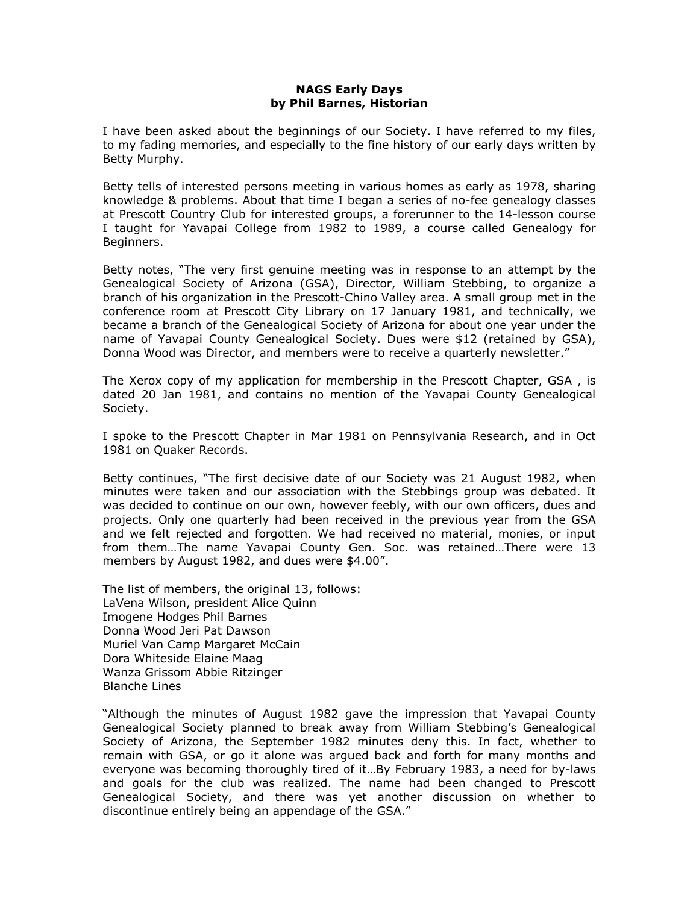# NAGS Early Days
## by Phil Barnes, Historian

I have been asked about the beginnings of our Society. I have referred to my files, to my fading memories, and especially to the fine history of our early days written by Betty Murphy.

Betty tells of interested persons meeting in various homes as early as 1978, sharing knowledge & problems. About that time I began a series of no-fee genealogy classes at Prescott Country Club for interested groups, a forerunner to the 14-lesson course I taught for Yavapai College from 1982 to 1989, a course called Genealogy for Beginners.

Betty notes, "The very first genuine meeting was in response to an attempt by the Genealogical Society of Arizona (GSA), Director, William Stebbing, to organize a branch of his organization in the Prescott-Chino Valley area. A small group met in the conference room at Prescott City Library on 17 January 1981, and technically, we became a branch of the Genealogical Society of Arizona for about one year under the name of Yavapai County Genealogical Society. Dues were $12 (retained by GSA), Donna Wood was Director, and members were to receive a quarterly newsletter."

The Xerox copy of my application for membership in the Prescott Chapter, GSA , is dated 20 Jan 1981, and contains no mention of the Yavapai County Genealogical Society.

I spoke to the Prescott Chapter in Mar 1981 on Pennsylvania Research, and in Oct 1981 on Quaker Records.

Betty continues, "The first decisive date of our Society was 21 August 1982, when minutes were taken and our association with the Stebbings group was debated. It was decided to continue on our own, however feebly, with our own officers, dues and projects. Only one quarterly had been received in the previous year from the GSA and we felt rejected and forgotten. We had received no material, monies, or input from them…The name Yavapai County Gen. Soc. was retained…There were 13 members by August 1982, and dues were $4.00".

The list of members, the original 13, follows:

LaVena Wilson, president Alice Quinn
Imogene Hodges Phil Barnes
Donna Wood Jeri Pat Dawson
Muriel Van Camp Margaret McCain
Dora Whiteside Elaine Maag
Wanza Grissom Abbie Ritzinger
Blanche Lines

"Although the minutes of August 1982 gave the impression that Yavapai County Genealogical Society planned to break away from William Stebbing's Genealogical Society of Arizona, the September 1982 minutes deny this. In fact, whether to remain with GSA, or go it alone was argued back and forth for many months and everyone was becoming thoroughly tired of it…By February 1983, a need for by-laws and goals for the club was realized. The name had been changed to Prescott Genealogical Society, and there was yet another discussion on whether to discontinue entirely being an appendage of the GSA."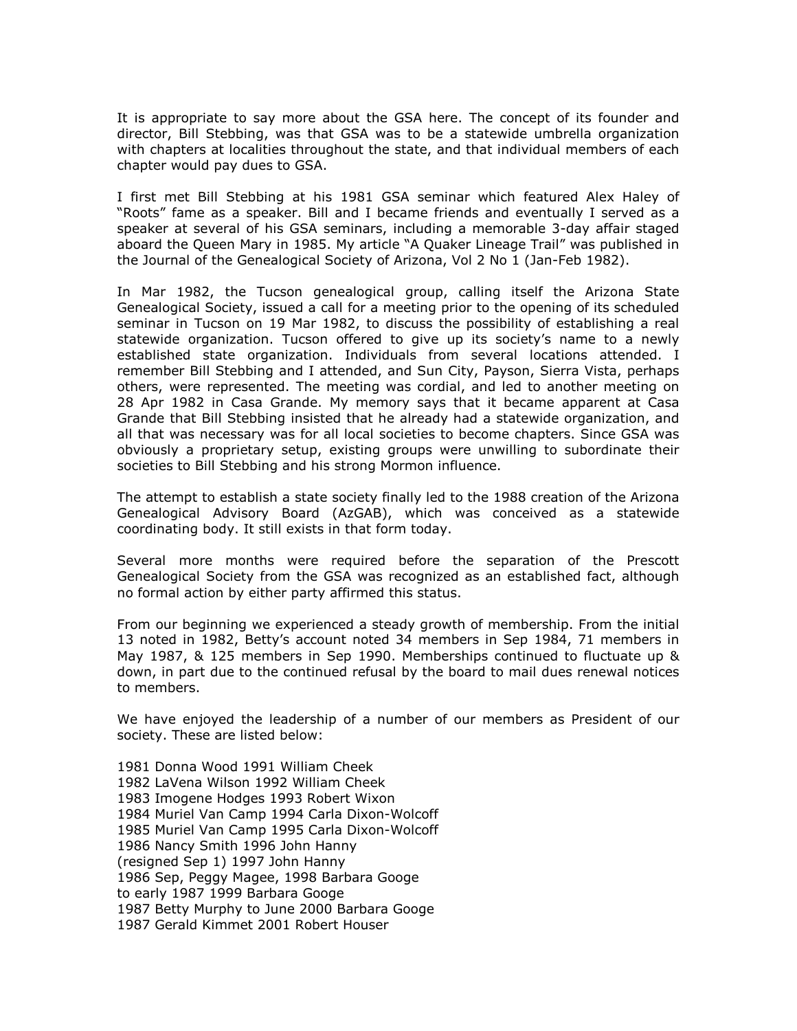It is appropriate to say more about the GSA here. The concept of its founder and director, Bill Stebbing, was that GSA was to be a statewide umbrella organization with chapters at localities throughout the state, and that individual members of each chapter would pay dues to GSA.

I first met Bill Stebbing at his 1981 GSA seminar which featured Alex Haley of "Roots" fame as a speaker. Bill and I became friends and eventually I served as a speaker at several of his GSA seminars, including a memorable 3-day affair staged aboard the Queen Mary in 1985. My article "A Quaker Lineage Trail" was published in the Journal of the Genealogical Society of Arizona, Vol 2 No 1 (Jan-Feb 1982).

In Mar 1982, the Tucson genealogical group, calling itself the Arizona State Genealogical Society, issued a call for a meeting prior to the opening of its scheduled seminar in Tucson on 19 Mar 1982, to discuss the possibility of establishing a real statewide organization. Tucson offered to give up its society's name to a newly established state organization. Individuals from several locations attended. I remember Bill Stebbing and I attended, and Sun City, Payson, Sierra Vista, perhaps others, were represented. The meeting was cordial, and led to another meeting on 28 Apr 1982 in Casa Grande. My memory says that it became apparent at Casa Grande that Bill Stebbing insisted that he already had a statewide organization, and all that was necessary was for all local societies to become chapters. Since GSA was obviously a proprietary setup, existing groups were unwilling to subordinate their societies to Bill Stebbing and his strong Mormon influence.

The attempt to establish a state society finally led to the 1988 creation of the Arizona Genealogical Advisory Board (AzGAB), which was conceived as a statewide coordinating body. It still exists in that form today.

Several more months were required before the separation of the Prescott Genealogical Society from the GSA was recognized as an established fact, although no formal action by either party affirmed this status.

From our beginning we experienced a steady growth of membership. From the initial 13 noted in 1982, Betty's account noted 34 members in Sep 1984, 71 members in May 1987, & 125 members in Sep 1990. Memberships continued to fluctuate up & down, in part due to the continued refusal by the board to mail dues renewal notices to members.

We have enjoyed the leadership of a number of our members as President of our society. These are listed below:

1981 Donna Wood
1982 LaVena Wilson
1983 Imogene Hodges
1984 Muriel Van Camp
1985 Muriel Van Camp
1986 Nancy Smith (resigned Sep 1)
1986 Sep, Peggy Magee, to early 1987
1987 Betty Murphy to June
1987 Gerald Kimmet

1991 William Cheek
1992 William Cheek
1993 Robert Wixon
1994 Carla Dixon-Wolcoff
1995 Carla Dixon-Wolcoff
1996 John Hanny
1997 John Hanny
1998 Barbara Googe
1999 Barbara Googe
2000 Barbara Googe
2001 Robert Houser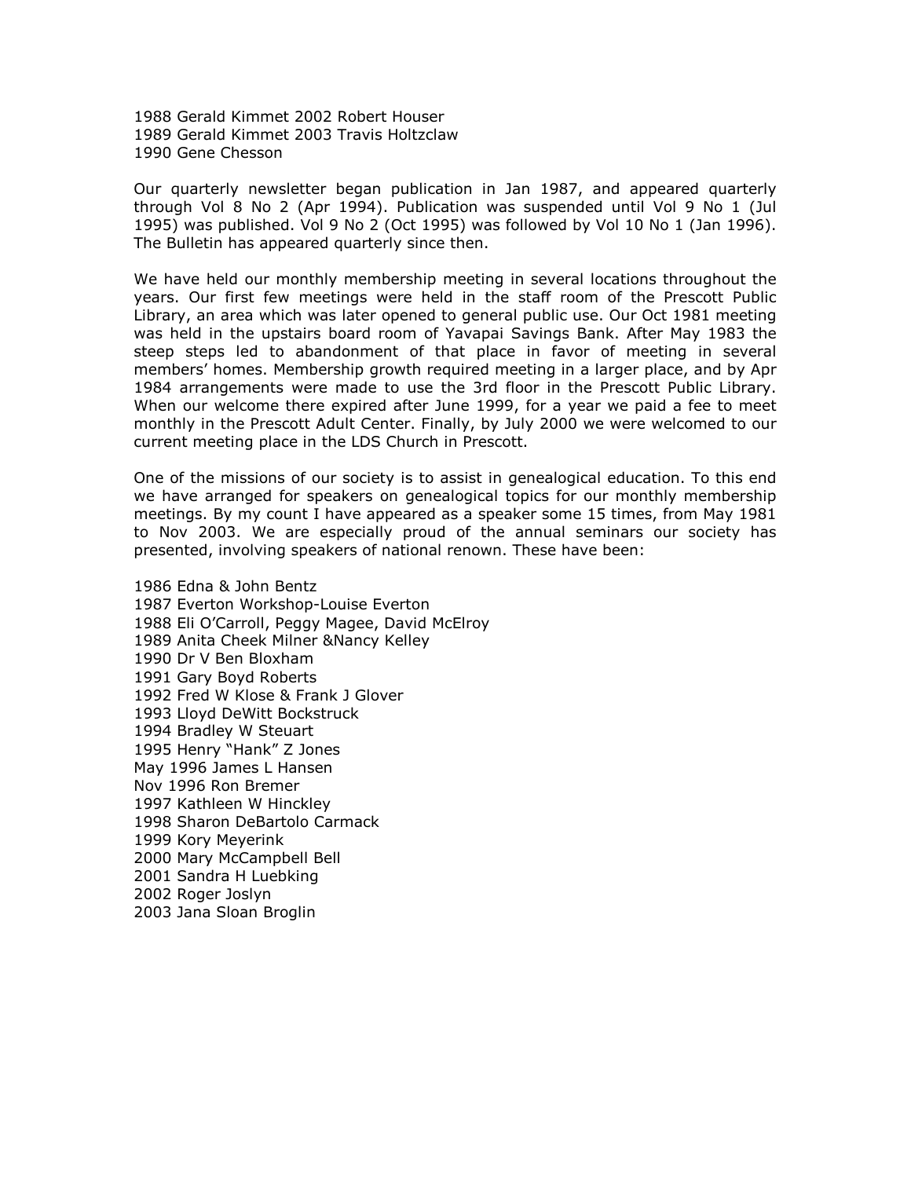1988 Gerald Kimmet 2002 Robert Houser
1989 Gerald Kimmet 2003 Travis Holtzclaw
1990 Gene Chesson

Our quarterly newsletter began publication in Jan 1987, and appeared quarterly through Vol 8 No 2 (Apr 1994). Publication was suspended until Vol 9 No 1 (Jul 1995) was published. Vol 9 No 2 (Oct 1995) was followed by Vol 10 No 1 (Jan 1996). The Bulletin has appeared quarterly since then.

We have held our monthly membership meeting in several locations throughout the years. Our first few meetings were held in the staff room of the Prescott Public Library, an area which was later opened to general public use. Our Oct 1981 meeting was held in the upstairs board room of Yavapai Savings Bank. After May 1983 the steep steps led to abandonment of that place in favor of meeting in several members' homes. Membership growth required meeting in a larger place, and by Apr 1984 arrangements were made to use the 3rd floor in the Prescott Public Library. When our welcome there expired after June 1999, for a year we paid a fee to meet monthly in the Prescott Adult Center. Finally, by July 2000 we were welcomed to our current meeting place in the LDS Church in Prescott.

One of the missions of our society is to assist in genealogical education. To this end we have arranged for speakers on genealogical topics for our monthly membership meetings. By my count I have appeared as a speaker some 15 times, from May 1981 to Nov 2003. We are especially proud of the annual seminars our society has presented, involving speakers of national renown. These have been:

1986 Edna & John Bentz
1987 Everton Workshop-Louise Everton
1988 Eli O'Carroll, Peggy Magee, David McElroy
1989 Anita Cheek Milner &Nancy Kelley
1990 Dr V Ben Bloxham
1991 Gary Boyd Roberts
1992 Fred W Klose & Frank J Glover
1993 Lloyd DeWitt Bockstruck
1994 Bradley W Steuart
1995 Henry "Hank" Z Jones
May 1996 James L Hansen
Nov 1996 Ron Bremer
1997 Kathleen W Hinckley
1998 Sharon DeBartolo Carmack
1999 Kory Meyerink
2000 Mary McCampbell Bell
2001 Sandra H Luebking
2002 Roger Joslyn
2003 Jana Sloan Broglin